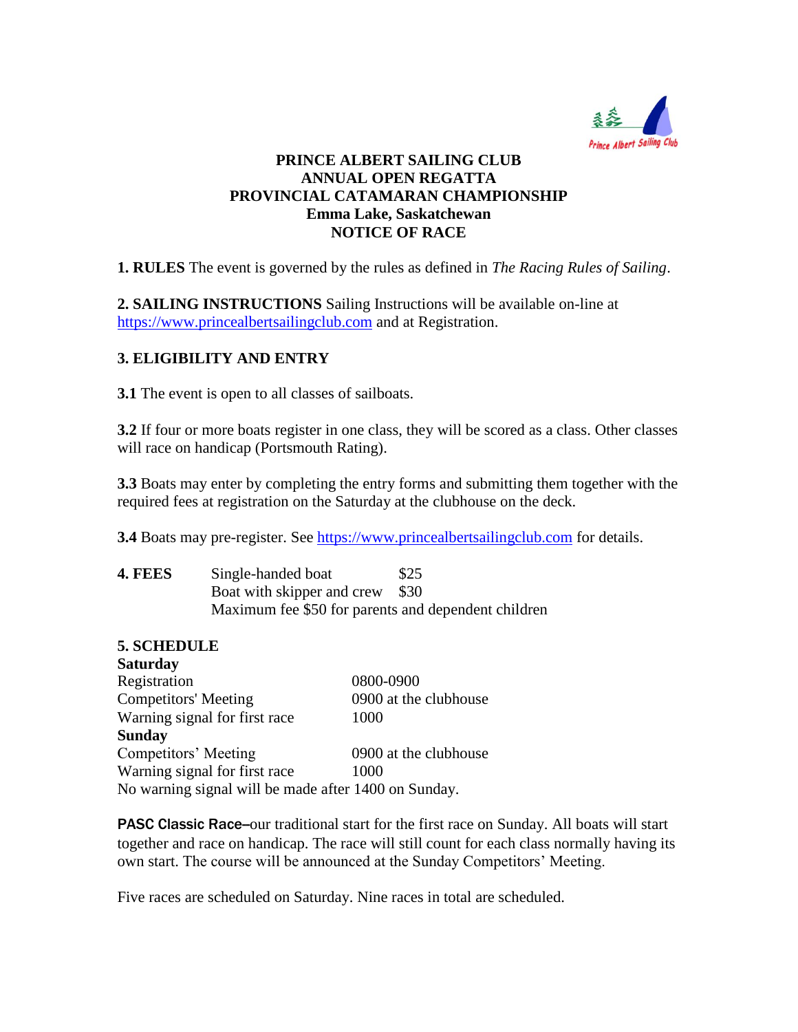# PRINCE ALBERT SAILING CLUB
# ANNUAL OPEN REGATTA
# PROVINCIAL CATAMARAN CHAMPIONSHIP
## Emma Lake, Saskatchewan
## NOTICE OF RACE

**1. RULES** The event is governed by the rules as defined in *The Racing Rules of Sailing*.

**2. SAILING INSTRUCTIONS** Sailing Instructions will be available on-line at https://www.princealbertsailingclub.com and at Registration.

**3. ELIGIBILITY AND ENTRY**

**3.1** The event is open to all classes of sailboats.

**3.2** If four or more boats register in one class, they will be scored as a class. Other classes will race on handicap (Portsmouth Rating).

**3.3** Boats may enter by completing the entry forms and submitting them together with the required fees at registration on the Saturday at the clubhouse on the deck.

**3.4** Boats may pre-register. See https://www.princealbertsailingclub.com for details.

**4. FEES**

| | |
|---|---|
| Single-handed boat | $25 |
| Boat with skipper and crew | $30 |
| Maximum fee $50 for parents and dependent children | |

**5. SCHEDULE**

**Saturday**

| | |
|---|---|
| Registration | 0800-0900 |
| Competitors' Meeting | 0900 at the clubhouse |
| Warning signal for first race | 1000 |

**Sunday**

| | |
|---|---|
| Competitors' Meeting | 0900 at the clubhouse |
| Warning signal for first race | 1000 |

No warning signal will be made after 1400 on Sunday.

**PASC Classic Race**–our traditional start for the first race on Sunday. All boats will start together and race on handicap. The race will still count for each class normally having its own start. The course will be announced at the Sunday Competitors' Meeting.

Five races are scheduled on Saturday. Nine races in total are scheduled.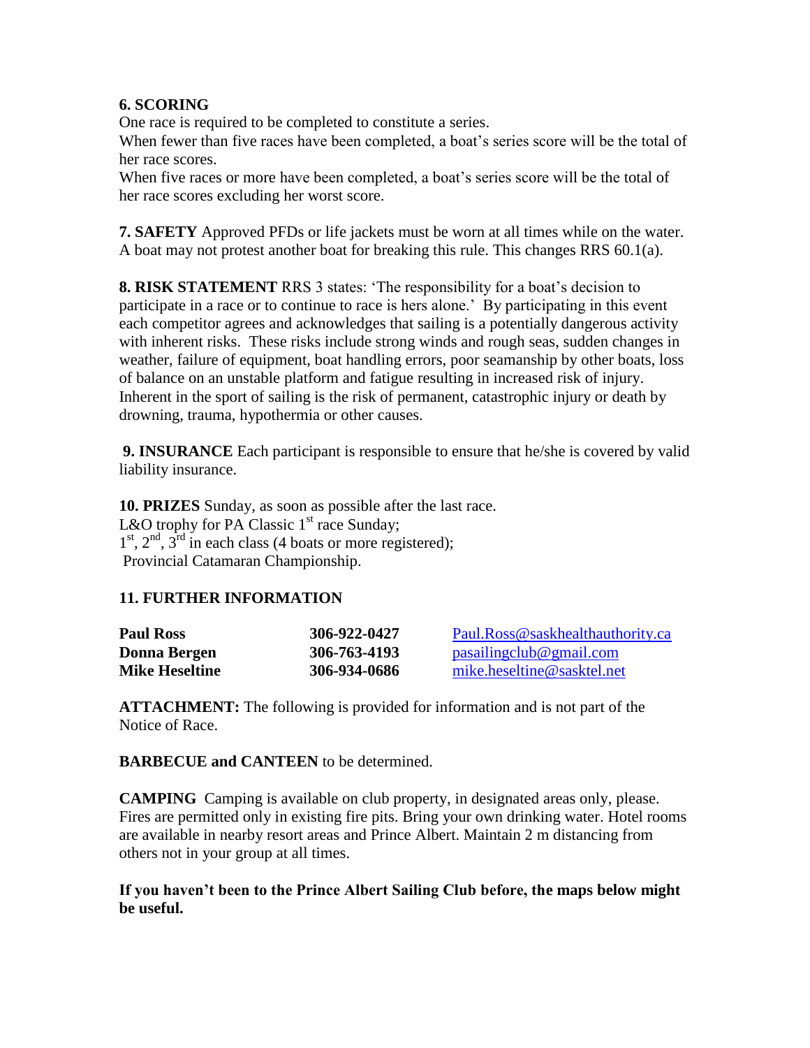**6. SCORING**
One race is required to be completed to constitute a series.
When fewer than five races have been completed, a boat's series score will be the total of her race scores.
When five races or more have been completed, a boat's series score will be the total of her race scores excluding her worst score.

**7. SAFETY** Approved PFDs or life jackets must be worn at all times while on the water. A boat may not protest another boat for breaking this rule. This changes RRS 60.1(a).

**8. RISK STATEMENT** RRS 3 states: 'The responsibility for a boat's decision to participate in a race or to continue to race is hers alone.' By participating in this event each competitor agrees and acknowledges that sailing is a potentially dangerous activity with inherent risks. These risks include strong winds and rough seas, sudden changes in weather, failure of equipment, boat handling errors, poor seamanship by other boats, loss of balance on an unstable platform and fatigue resulting in increased risk of injury. Inherent in the sport of sailing is the risk of permanent, catastrophic injury or death by drowning, trauma, hypothermia or other causes.

**9. INSURANCE** Each participant is responsible to ensure that he/she is covered by valid liability insurance.

**10. PRIZES** Sunday, as soon as possible after the last race.
L&O trophy for PA Classic 1st race Sunday;
1st, 2nd, 3rd in each class (4 boats or more registered);
Provincial Catamaran Championship.

**11. FURTHER INFORMATION**

| | | |
|---|---|---|
| **Paul Ross** | **306-922-0427** | Paul.Ross@saskhealthauthority.ca |
| **Donna Bergen** | **306-763-4193** | pasailingclub@gmail.com |
| **Mike Heseltine** | **306-934-0686** | mike.heseltine@sasktel.net |

**ATTACHMENT:** The following is provided for information and is not part of the Notice of Race.

**BARBECUE and CANTEEN** to be determined.

**CAMPING** Camping is available on club property, in designated areas only, please. Fires are permitted only in existing fire pits. Bring your own drinking water. Hotel rooms are available in nearby resort areas and Prince Albert. Maintain 2 m distancing from others not in your group at all times.

**If you haven't been to the Prince Albert Sailing Club before, the maps below might be useful.**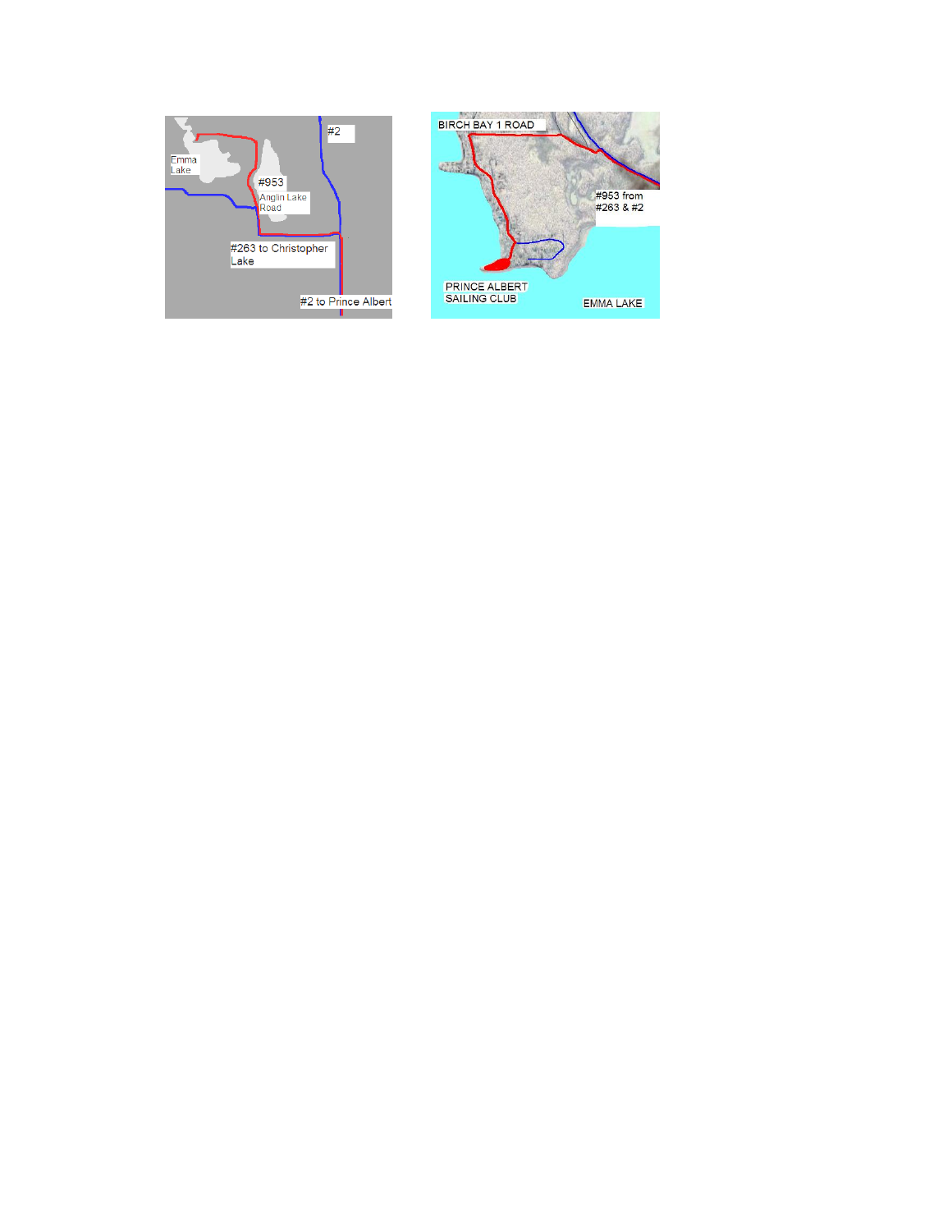Emma Lake

#953

Anglin Lake Road

#2

#263 to Christopher Lake

#2 to Prince Albert

BIRCH BAY 1 ROAD

#953 from #263 & #2

PRINCE ALBERT SAILING CLUB

EMMA LAKE